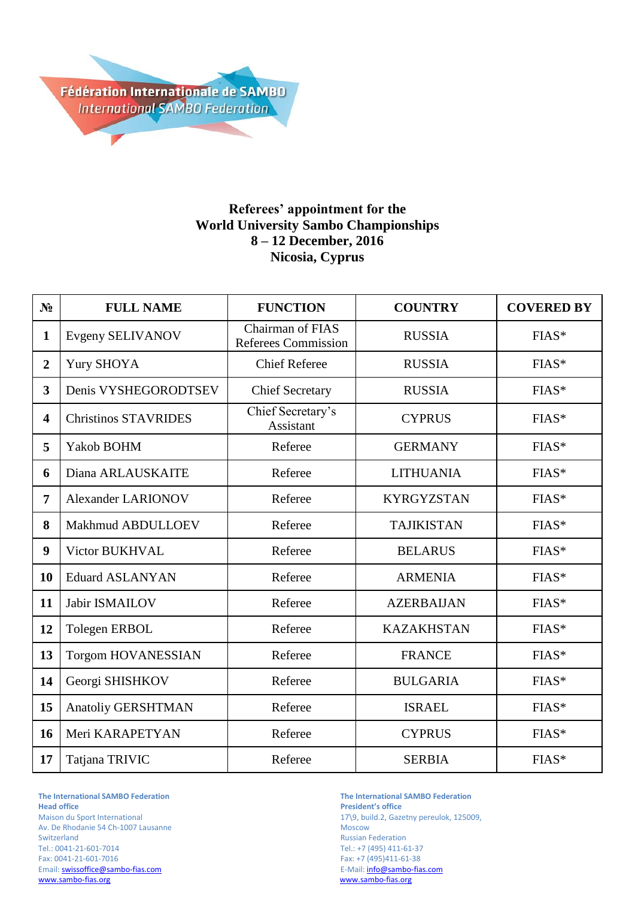Fédération Internationale de SAMBO
International SAMBO Federation

**Referees' appointment for the**
**World University Sambo Championships**
**8 – 12 December, 2016**
**Nicosia, Cyprus**

| № | FULL NAME | FUNCTION | COUNTRY | COVERED BY |
|---|---|---|---|---|
| 1 | Evgeny SELIVANOV | Chairman of FIAS Referees Commission | RUSSIA | FIAS* |
| 2 | Yury SHOYA | Chief Referee | RUSSIA | FIAS* |
| 3 | Denis VYSHEGORODTSEV | Chief Secretary | RUSSIA | FIAS* |
| 4 | Christinos STAVRIDES | Chief Secretary's Assistant | CYPRUS | FIAS* |
| 5 | Yakob BOHM | Referee | GERMANY | FIAS* |
| 6 | Diana ARLAUSKAITE | Referee | LITHUANIA | FIAS* |
| 7 | Alexander LARIONOV | Referee | KYRGYZSTAN | FIAS* |
| 8 | Makhmud ABDULLOEV | Referee | TAJIKISTAN | FIAS* |
| 9 | Victor BUKHVAL | Referee | BELARUS | FIAS* |
| 10 | Eduard ASLANYAN | Referee | ARMENIA | FIAS* |
| 11 | Jabir ISMAILOV | Referee | AZERBAIJAN | FIAS* |
| 12 | Tolegen ERBOL | Referee | KAZAKHSTAN | FIAS* |
| 13 | Torgom HOVANESSIAN | Referee | FRANCE | FIAS* |
| 14 | Georgi SHISHKOV | Referee | BULGARIA | FIAS* |
| 15 | Anatoliy GERSHTMAN | Referee | ISRAEL | FIAS* |
| 16 | Meri KARAPETYAN | Referee | CYPRUS | FIAS* |
| 17 | Tatjana TRIVIC | Referee | SERBIA | FIAS* |

**The International SAMBO Federation**
**Head office**
Maison du Sport International
Av. De Rhodanie 54 Ch-1007 Lausanne
Switzerland
Tel.: 0041-21-601-7014
Fax: 0041-21-601-7016
Email: swissoffice@sambo-fias.com
www.sambo-fias.org

**The International SAMBO Federation**
**President's office**
17\9, build.2, Gazetny pereulok, 125009,
Moscow
Russian Federation
Tel.: +7 (495) 411-61-37
Fax: +7 (495)411-61-38
E-Mail: info@sambo-fias.com
www.sambo-fias.org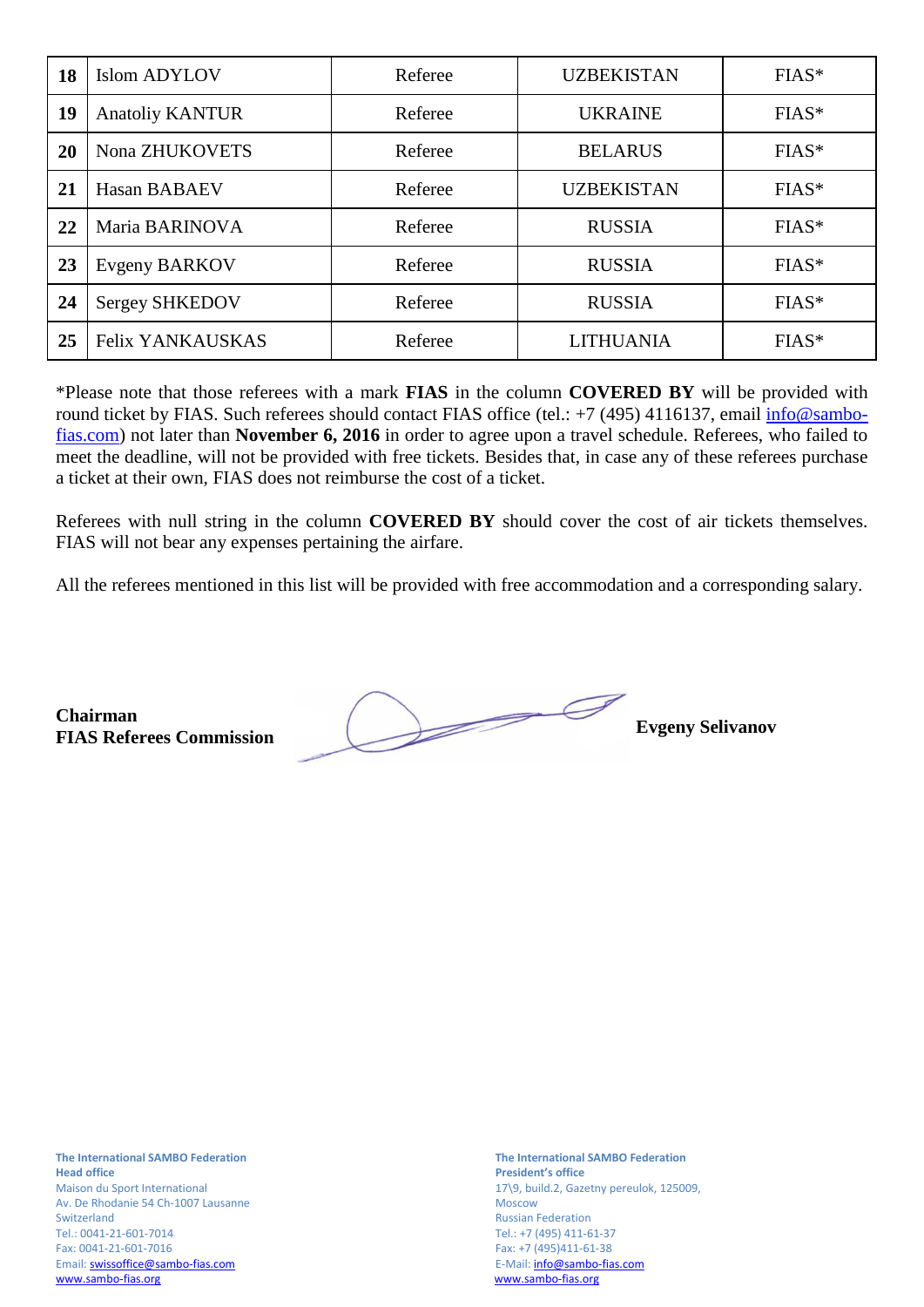| | | | | |
|---|---|---|---|---|
| **18** | Islom ADYLOV | Referee | UZBEKISTAN | FIAS* |
| **19** | Anatoliy KANTUR | Referee | UKRAINE | FIAS* |
| **20** | Nona ZHUKOVETS | Referee | BELARUS | FIAS* |
| **21** | Hasan BABAEV | Referee | UZBEKISTAN | FIAS* |
| **22** | Maria BARINOVA | Referee | RUSSIA | FIAS* |
| **23** | Evgeny BARKOV | Referee | RUSSIA | FIAS* |
| **24** | Sergey SHKEDOV | Referee | RUSSIA | FIAS* |
| **25** | Felix YANKAUSKAS | Referee | LITHUANIA | FIAS* |

*Please note that those referees with a mark **FIAS** in the column **COVERED BY** will be provided with round ticket by FIAS. Such referees should contact FIAS office (tel.: +7 (495) 4116137, email info@sambo-fias.com) not later than **November 6, 2016** in order to agree upon a travel schedule. Referees, who failed to meet the deadline, will not be provided with free tickets. Besides that, in case any of these referees purchase a ticket at their own, FIAS does not reimburse the cost of a ticket.

Referees with null string in the column **COVERED BY** should cover the cost of air tickets themselves. FIAS will not bear any expenses pertaining the airfare.

All the referees mentioned in this list will be provided with free accommodation and a corresponding salary.

**Chairman**
**FIAS Referees Commission** **Evgeny Selivanov**